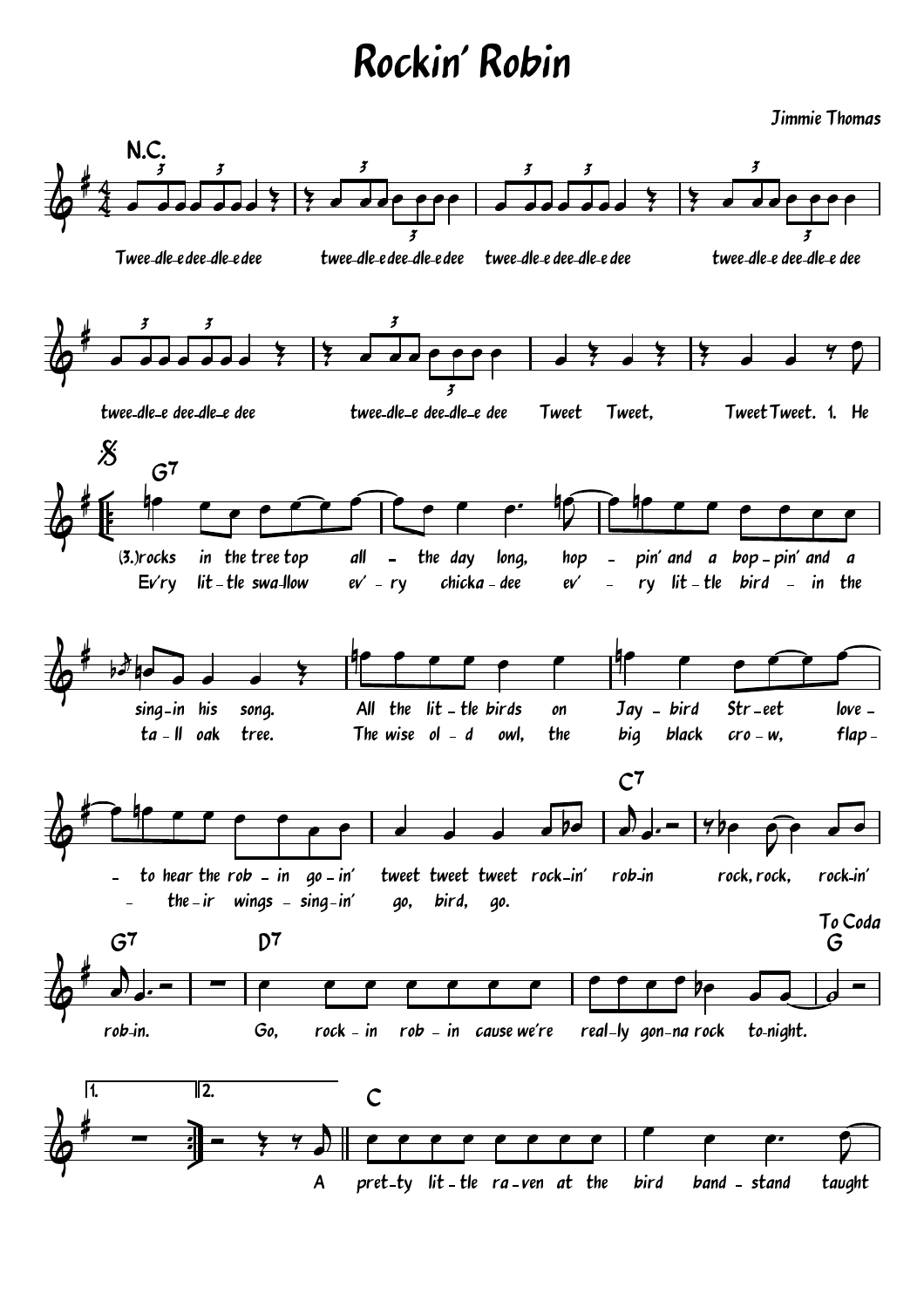# Rockin' Robin

Jimmie Thomas

N.C.

Twee-dle-e dee-dle-e dee twee-dle-e dee-dle-e dee twee-dle-e dee-dle-e dee twee-dle-e dee-dle-e dee

twee-dle-e dee-dle-e dee twee-dle-e dee-dle-e dee Tweet Tweet, Tweet Tweet. 1. He

G7

(3.)rocks in the tree top all - the day long, hop - pin' and a bop - pin' and a
Ev'ry lit - tle swa-llow ev' - ry chicka - dee ev' - ry lit - tle bird - in the

sing-in his song. All the lit - tle birds on Jay - bird Str - eet love -
ta - ll oak tree. The wise ol - d owl, the big black cro - w, flap -

- to hear the rob - in go - in' tweet tweet tweet rock-in' rob-in rock, rock, rock-in'
- the - ir wings - sing-in' go, bird, go.

C7

G7 D7 To Coda G

rob-in. Go, rock - in rob - in cause we're real-ly gon-na rock to-night.

1. 2. C

A pret-ty lit-tle ra-ven at the bird band - stand taught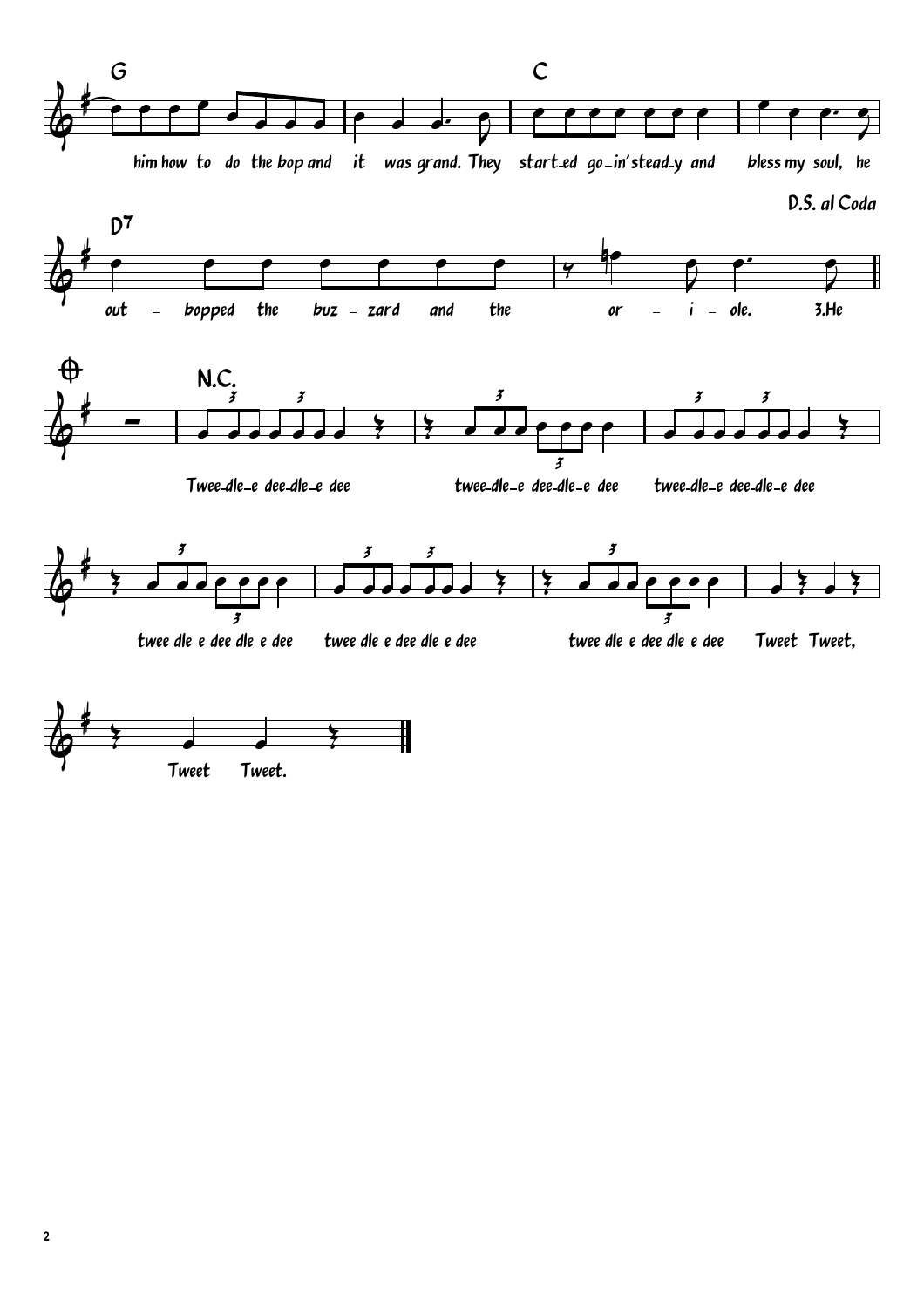G

him how to do the bop and it was grand. They start-ed go-in' stead-y and

C

bless my soul, he

D.S. al Coda

D7

out - bopped the buz - zard and the or - i - ole. 3.He

N.C.

Twee-dle-e dee-dle-e dee twee-dle-e dee-dle-e dee twee-dle-e dee-dle-e dee

twee-dle-e dee-dle-e dee twee-dle-e dee-dle-e dee twee-dle-e dee-dle-e dee Tweet Tweet,

Tweet Tweet.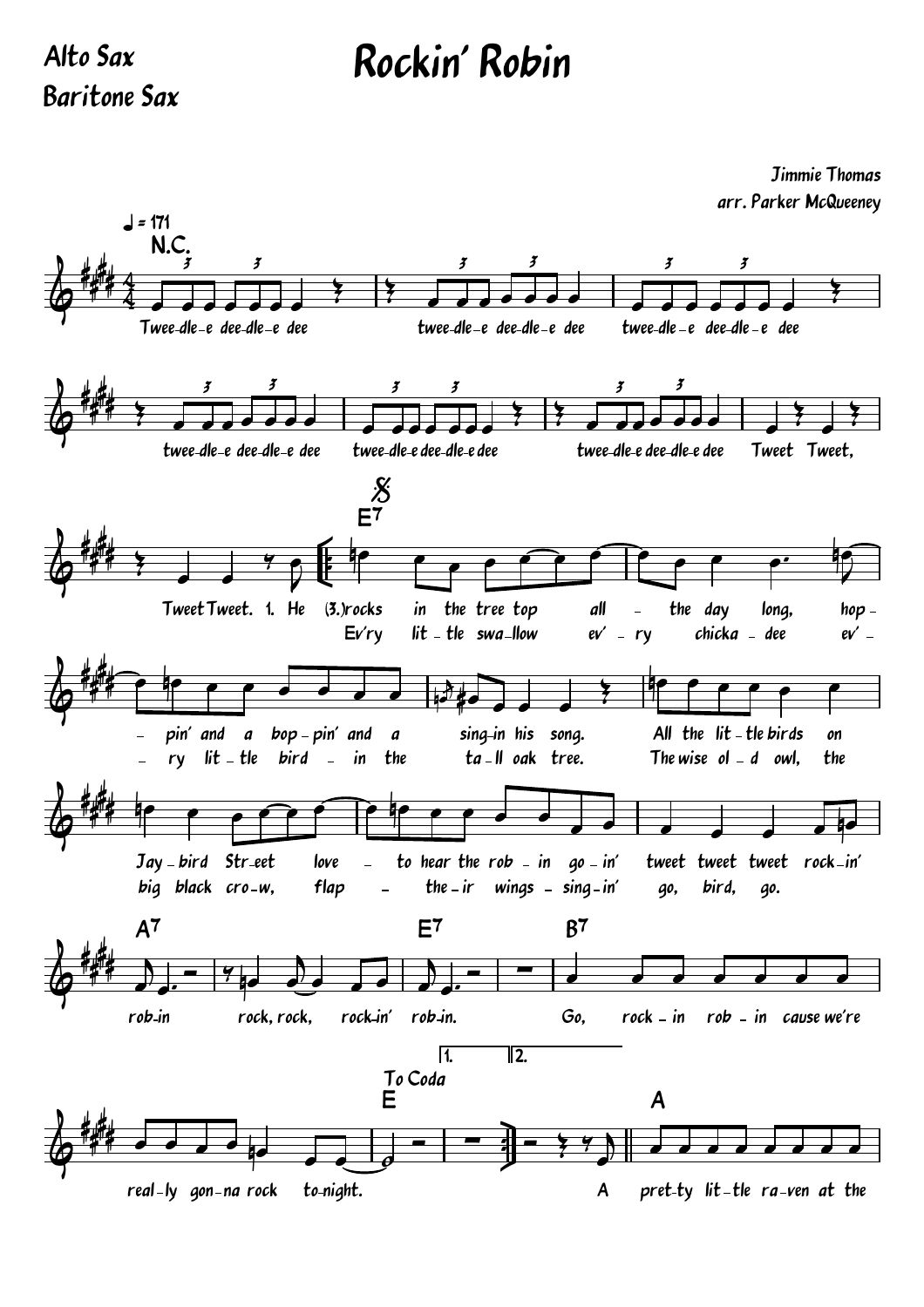Alto Sax
Baritone Sax

# Rockin' Robin

Jimmie Thomas
arr. Parker McQueeney

♩ = 171

N.C.

Twee-dle-e dee-dle-e dee twee-dle-e dee-dle-e dee twee-dle-e dee-dle-e dee

twee-dle-e dee-dle-e dee twee-dle-e dee-dle-e dee twee-dle-e dee-dle-e dee Tweet Tweet,

Tweet Tweet. 1. He (3.)rocks in the tree top all - the day long, hop - pin' and a bop - pin' and a sing-in his song. All the lit - tle birds on Jay - bird Str-eet love - to hear the rob - in go - in' tweet tweet tweet rock-in' rob-in rock, rock, rock-in' rob-in. Go, rock - in rob - in cause we're real-ly gon-na rock to-night.

Ev'ry lit - tle swa-llow ev' - ry chicka - dee ev' - ry lit - tle bird - in the ta - ll oak tree. The wise ol - d owl, the big black cro-w, flap - the - ir wings - sing-in' go, bird, go.

E7 A7 E7 B7 E A

To Coda

1. 2.

A pret-ty lit-tle ra-ven at the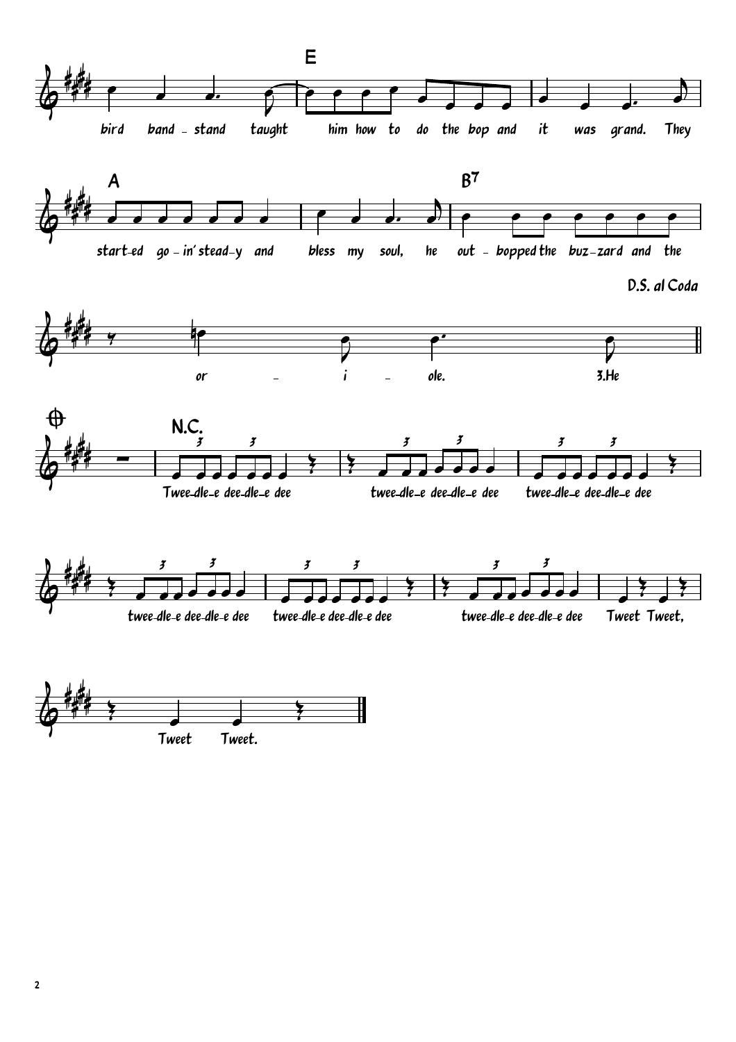E

bird band - stand taught him how to do the bop and it was grand. They

A B7

start-ed go - in' stead-y and bless my soul, he out - bopped the buz-zard and the

D.S. al Coda

or - i - ole. 3.He

N.C.

Twee-dle-e dee-dle-e dee twee-dle-e dee-dle-e dee twee-dle-e dee-dle-e dee

twee-dle-e dee-dle-e dee twee-dle-e dee-dle-e dee twee-dle-e dee-dle-e dee Tweet Tweet,

Tweet Tweet.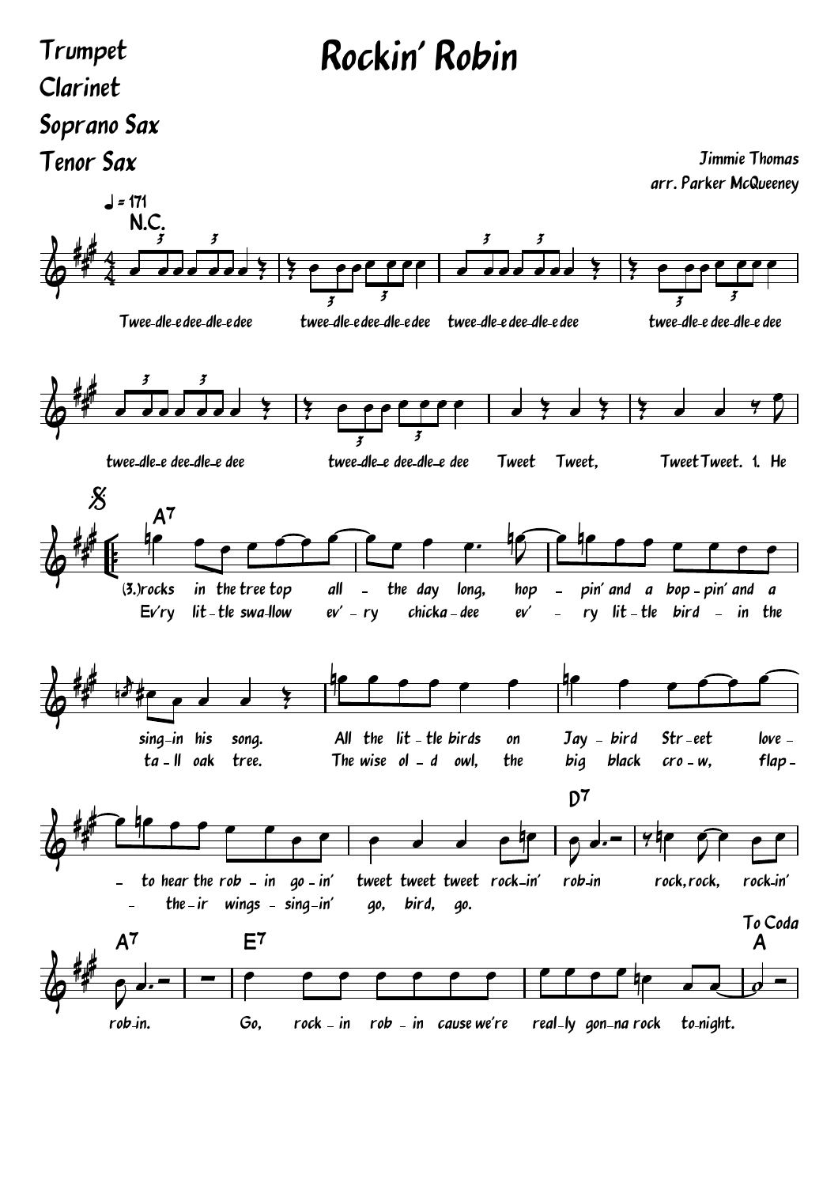Trumpet
Clarinet
Soprano Sax
Tenor Sax

# Rockin' Robin

Jimmie Thomas
arr. Parker McQueeney

♩ = 171

N.C.

Twee-dle-e dee-dle-e dee twee-dle-e dee-dle-e dee twee-dle-e dee-dle-e dee twee-dle-e dee-dle-e dee

twee-dle-e dee-dle-e dee twee-dle-e dee-dle-e dee Tweet Tweet, Tweet Tweet. 1. He

A7

(3.)rocks in the tree top all - the day long, hop - pin' and a bop - pin' and a
Ev'ry lit - tle swa-llow ev' - ry chicka - dee ev' - ry lit - tle bird - in the

sing-in his song. All the lit - tle birds on Jay - bird Str - eet love -
ta - ll oak tree. The wise ol - d owl, the big black cro - w, flap -

D7

- to hear the rob - in go - in' tweet tweet tweet rock-in' rob-in rock, rock, rock-in'
- the - ir wings - sing-in' go, bird, go.

A7 E7 A

To Coda

rob-in. Go, rock - in rob - in cause we're real-ly gon-na rock to-night.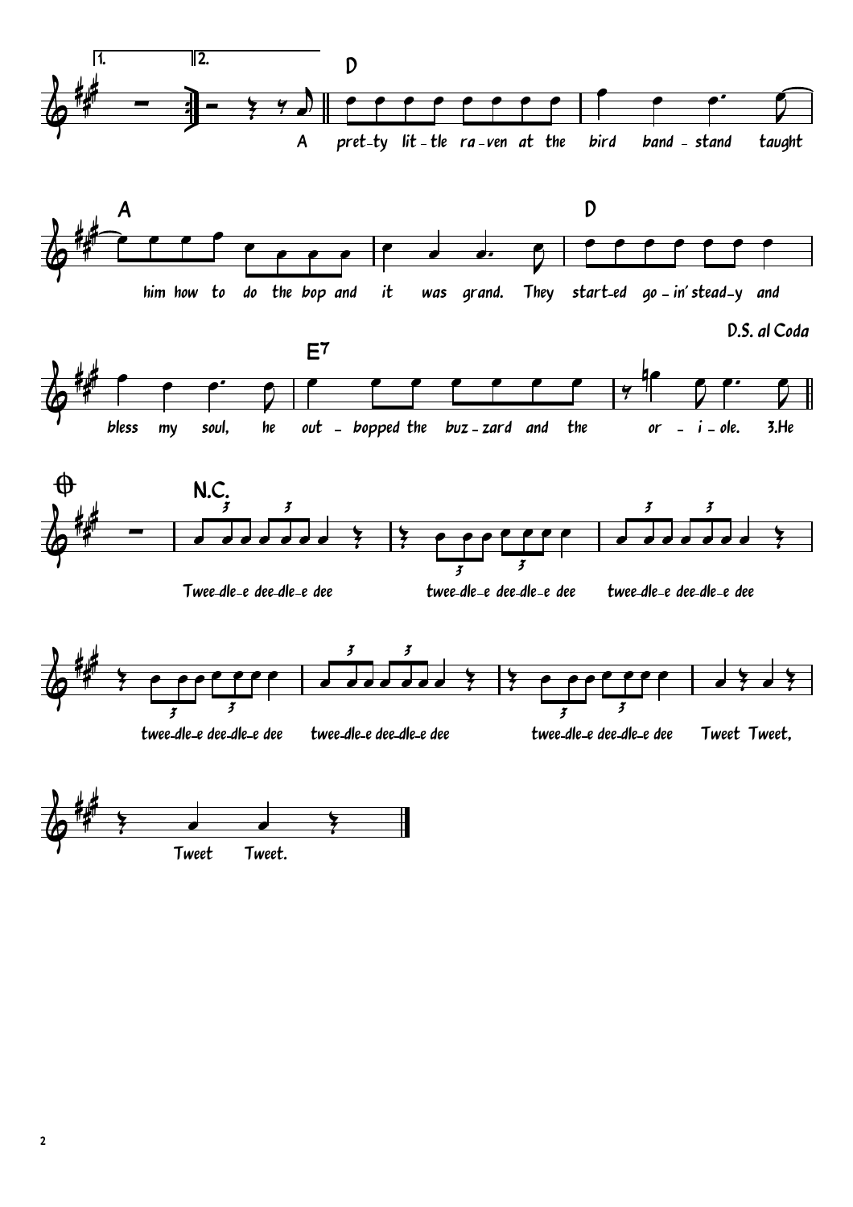1. 2.

D

A pret-ty lit-tle ra-ven at the bird band-stand taught

A

him how to do the bop and it was grand.

D

They start-ed go-in' stead-y and bless my soul,

E7

he out-bopped the buz-zard and the or-i-ole. 3.He

D.S. al Coda

N.C.

Twee-dle-e dee-dle-e dee twee-dle-e dee-dle-e dee twee-dle-e dee-dle-e dee

twee-dle-e dee-dle-e dee twee-dle-e dee-dle-e dee twee-dle-e dee-dle-e dee Tweet Tweet,

Tweet Tweet.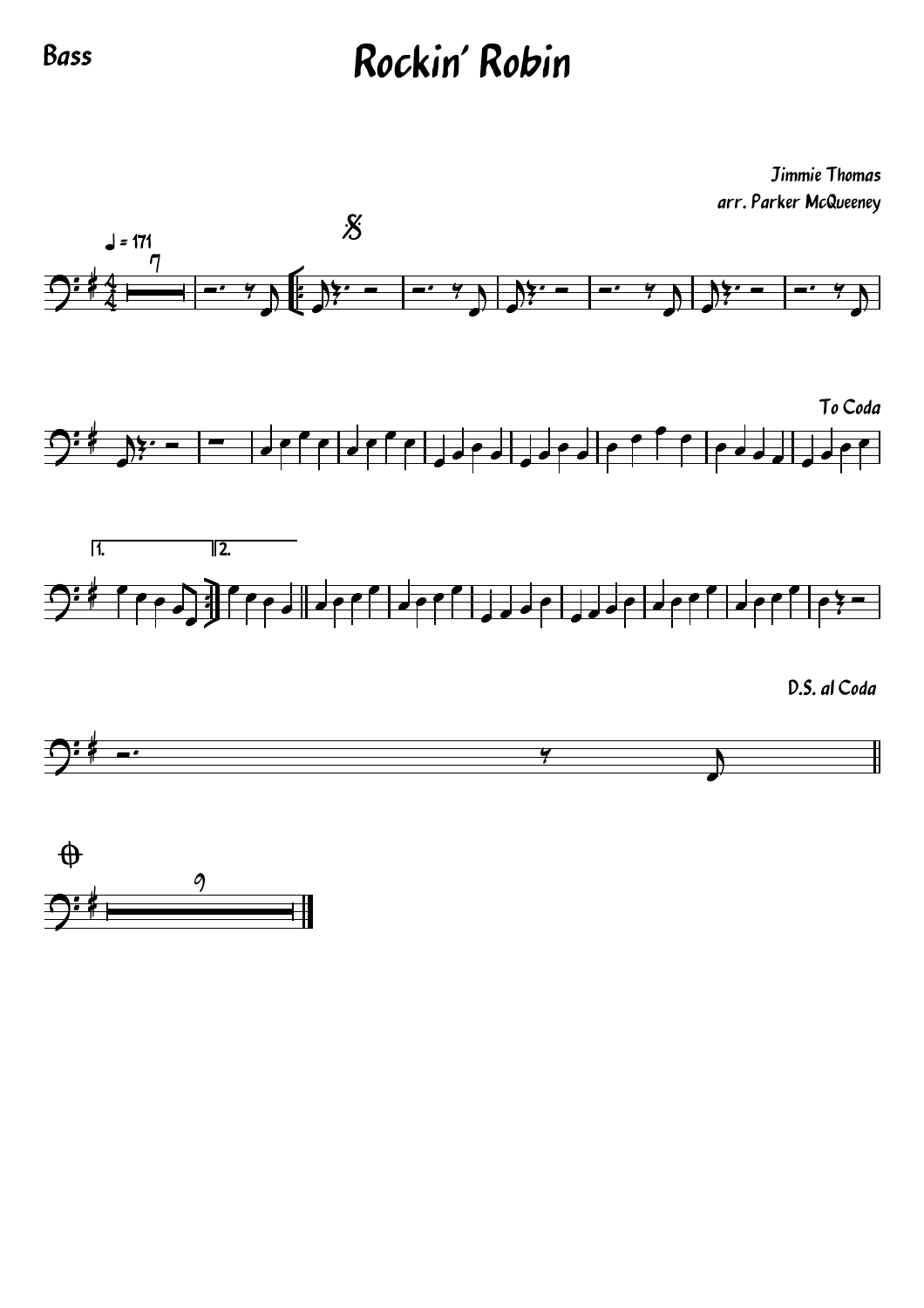Bass

# Rockin' Robin

Jimmie Thomas
arr. Parker McQueeney

♩ = 171

To Coda

D.S. al Coda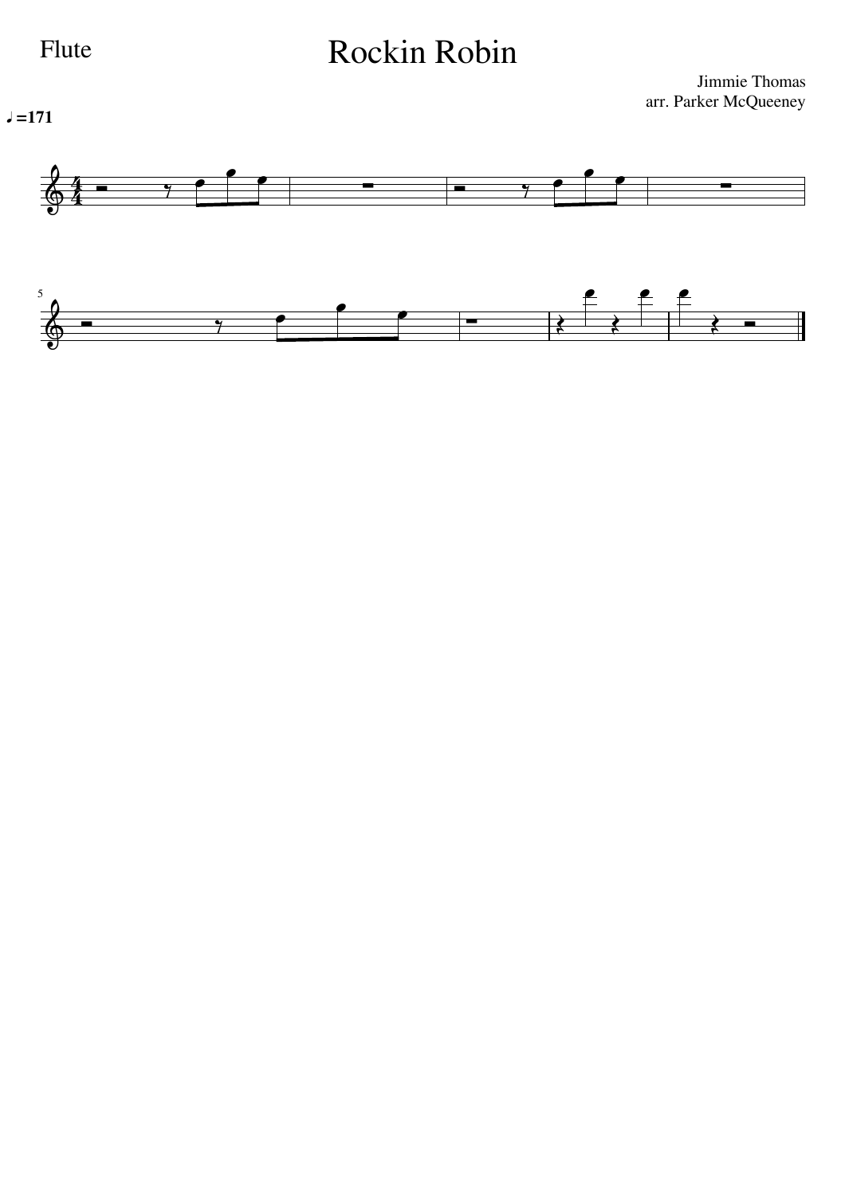Flute

# Rockin Robin

Jimmie Thomas
arr. Parker McQueeney

♩=171